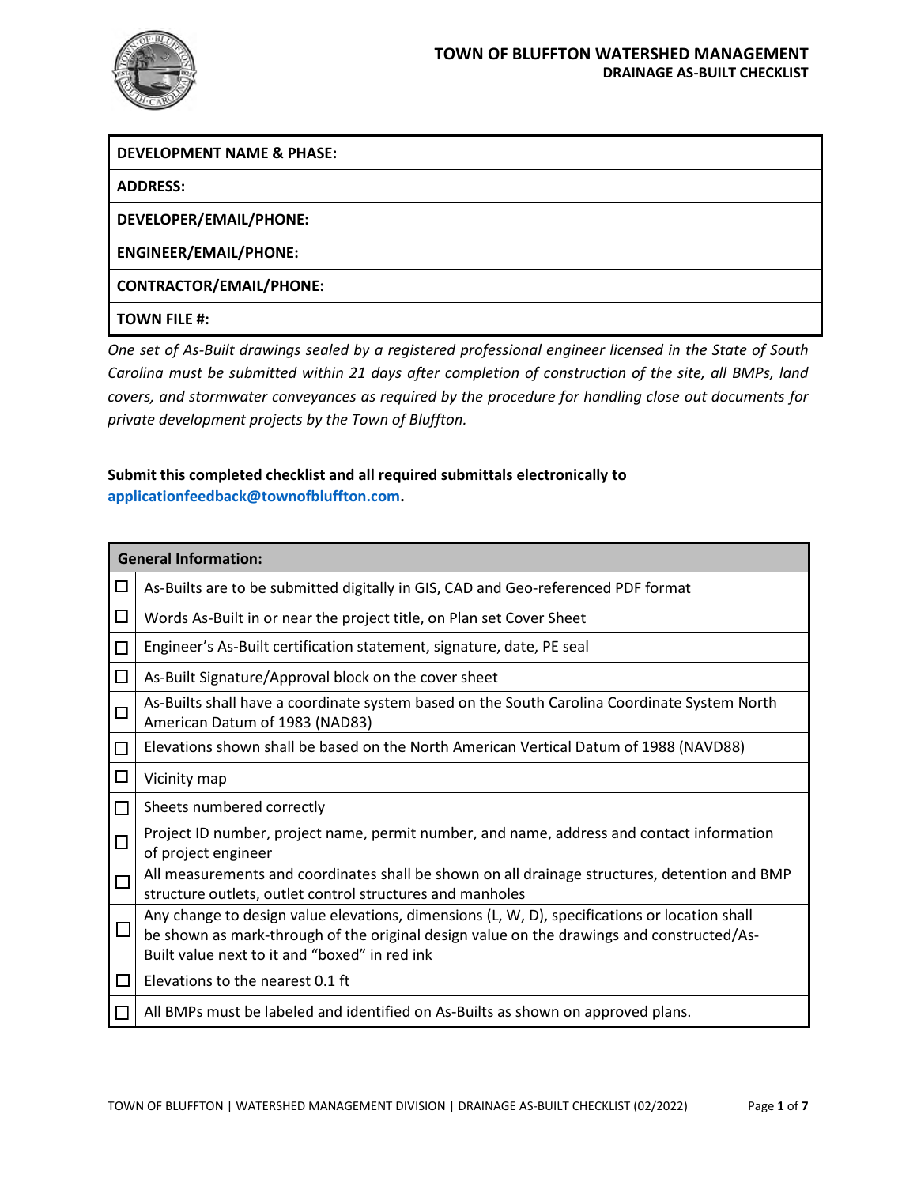# TOWN OF BLUFFTON WATERSHED MANAGEMENT

## DRAINAGE AS-BUILT CHECKLIST

| DEVELOPMENT NAME & PHASE: | |
|---|---|
| ADDRESS: | |
| DEVELOPER/EMAIL/PHONE: | |
| ENGINEER/EMAIL/PHONE: | |
| CONTRACTOR/EMAIL/PHONE: | |
| TOWN FILE #: | |

*One set of As-Built drawings sealed by a registered professional engineer licensed in the State of South Carolina must be submitted within 21 days after completion of construction of the site, all BMPs, land covers, and stormwater conveyances as required by the procedure for handling close out documents for private development projects by the Town of Bluffton.*

**Submit this completed checklist and all required submittals electronically to applicationfeedback@townofbluffton.com.**

| | General Information: |
|---|---|
| ☐ | As-Builts are to be submitted digitally in GIS, CAD and Geo-referenced PDF format |
| ☐ | Words As-Built in or near the project title, on Plan set Cover Sheet |
| ☐ | Engineer's As-Built certification statement, signature, date, PE seal |
| ☐ | As-Built Signature/Approval block on the cover sheet |
| ☐ | As-Builts shall have a coordinate system based on the South Carolina Coordinate System North American Datum of 1983 (NAD83) |
| ☐ | Elevations shown shall be based on the North American Vertical Datum of 1988 (NAVD88) |
| ☐ | Vicinity map |
| ☐ | Sheets numbered correctly |
| ☐ | Project ID number, project name, permit number, and name, address and contact information of project engineer |
| ☐ | All measurements and coordinates shall be shown on all drainage structures, detention and BMP structure outlets, outlet control structures and manholes |
| ☐ | Any change to design value elevations, dimensions (L, W, D), specifications or location shall be shown as mark-through of the original design value on the drawings and constructed/As-Built value next to it and "boxed" in red ink |
| ☐ | Elevations to the nearest 0.1 ft |
| ☐ | All BMPs must be labeled and identified on As-Builts as shown on approved plans. |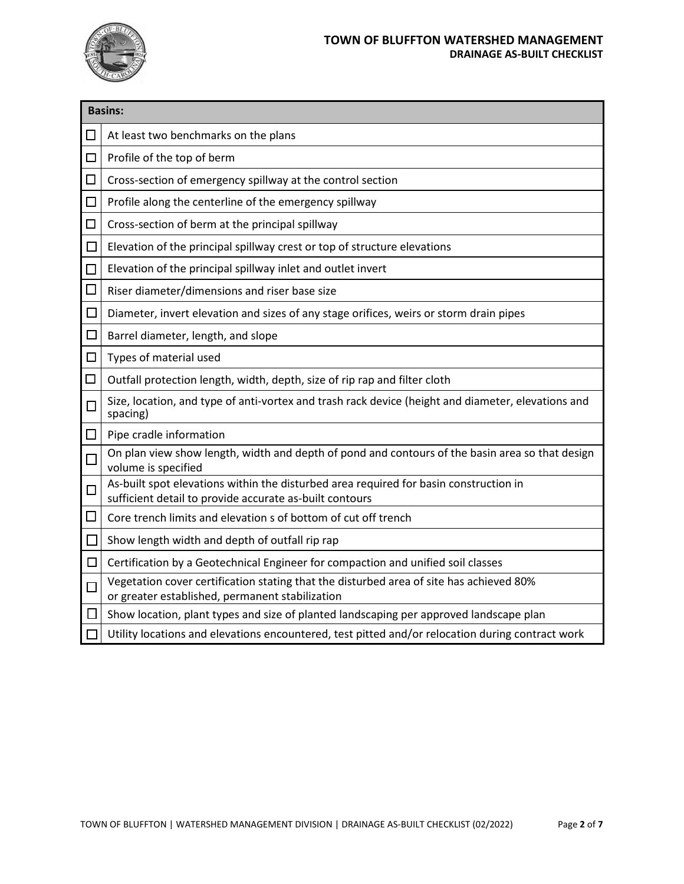| | Basins: |
|---|---|
| ☐ | At least two benchmarks on the plans |
| ☐ | Profile of the top of berm |
| ☐ | Cross-section of emergency spillway at the control section |
| ☐ | Profile along the centerline of the emergency spillway |
| ☐ | Cross-section of berm at the principal spillway |
| ☐ | Elevation of the principal spillway crest or top of structure elevations |
| ☐ | Elevation of the principal spillway inlet and outlet invert |
| ☐ | Riser diameter/dimensions and riser base size |
| ☐ | Diameter, invert elevation and sizes of any stage orifices, weirs or storm drain pipes |
| ☐ | Barrel diameter, length, and slope |
| ☐ | Types of material used |
| ☐ | Outfall protection length, width, depth, size of rip rap and filter cloth |
| ☐ | Size, location, and type of anti-vortex and trash rack device (height and diameter, elevations and spacing) |
| ☐ | Pipe cradle information |
| ☐ | On plan view show length, width and depth of pond and contours of the basin area so that design volume is specified |
| ☐ | As-built spot elevations within the disturbed area required for basin construction in sufficient detail to provide accurate as-built contours |
| ☐ | Core trench limits and elevation s of bottom of cut off trench |
| ☐ | Show length width and depth of outfall rip rap |
| ☐ | Certification by a Geotechnical Engineer for compaction and unified soil classes |
| ☐ | Vegetation cover certification stating that the disturbed area of site has achieved 80% or greater established, permanent stabilization |
| ☐ | Show location, plant types and size of planted landscaping per approved landscape plan |
| ☐ | Utility locations and elevations encountered, test pitted and/or relocation during contract work |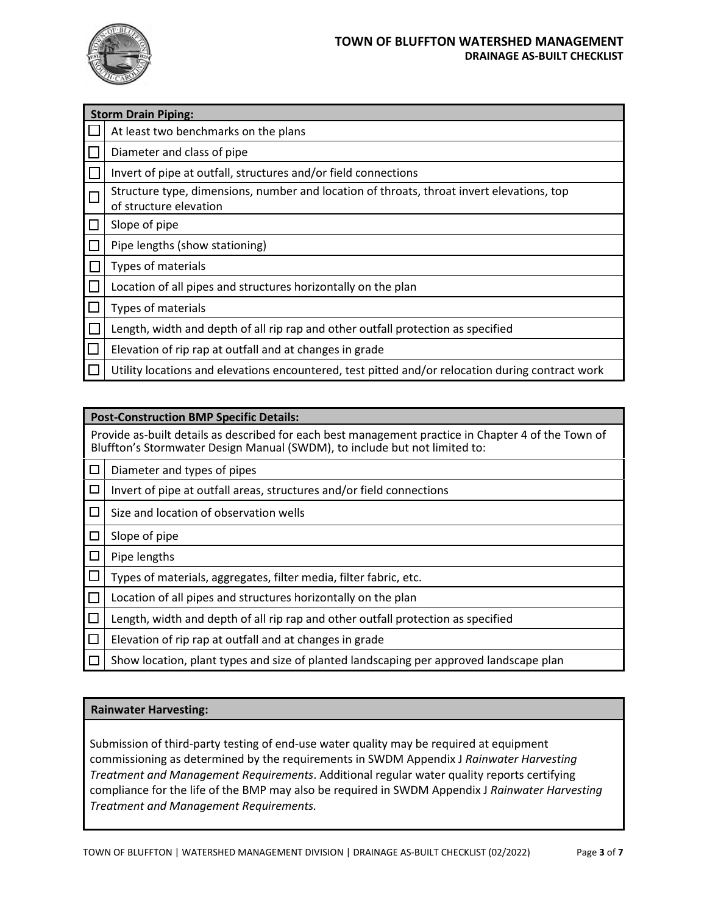## Storm Drain Piping:

- ☐ At least two benchmarks on the plans
- ☐ Diameter and class of pipe
- ☐ Invert of pipe at outfall, structures and/or field connections
- ☐ Structure type, dimensions, number and location of throats, throat invert elevations, top of structure elevation
- ☐ Slope of pipe
- ☐ Pipe lengths (show stationing)
- ☐ Types of materials
- ☐ Location of all pipes and structures horizontally on the plan
- ☐ Types of materials
- ☐ Length, width and depth of all rip rap and other outfall protection as specified
- ☐ Elevation of rip rap at outfall and at changes in grade
- ☐ Utility locations and elevations encountered, test pitted and/or relocation during contract work

## Post-Construction BMP Specific Details:

Provide as-built details as described for each best management practice in Chapter 4 of the Town of Bluffton's Stormwater Design Manual (SWDM), to include but not limited to:

- ☐ Diameter and types of pipes
- ☐ Invert of pipe at outfall areas, structures and/or field connections
- ☐ Size and location of observation wells
- ☐ Slope of pipe
- ☐ Pipe lengths
- ☐ Types of materials, aggregates, filter media, filter fabric, etc.
- ☐ Location of all pipes and structures horizontally on the plan
- ☐ Length, width and depth of all rip rap and other outfall protection as specified
- ☐ Elevation of rip rap at outfall and at changes in grade
- ☐ Show location, plant types and size of planted landscaping per approved landscape plan

## Rainwater Harvesting:

Submission of third-party testing of end-use water quality may be required at equipment commissioning as determined by the requirements in SWDM Appendix J *Rainwater Harvesting Treatment and Management Requirements*. Additional regular water quality reports certifying compliance for the life of the BMP may also be required in SWDM Appendix J *Rainwater Harvesting Treatment and Management Requirements.*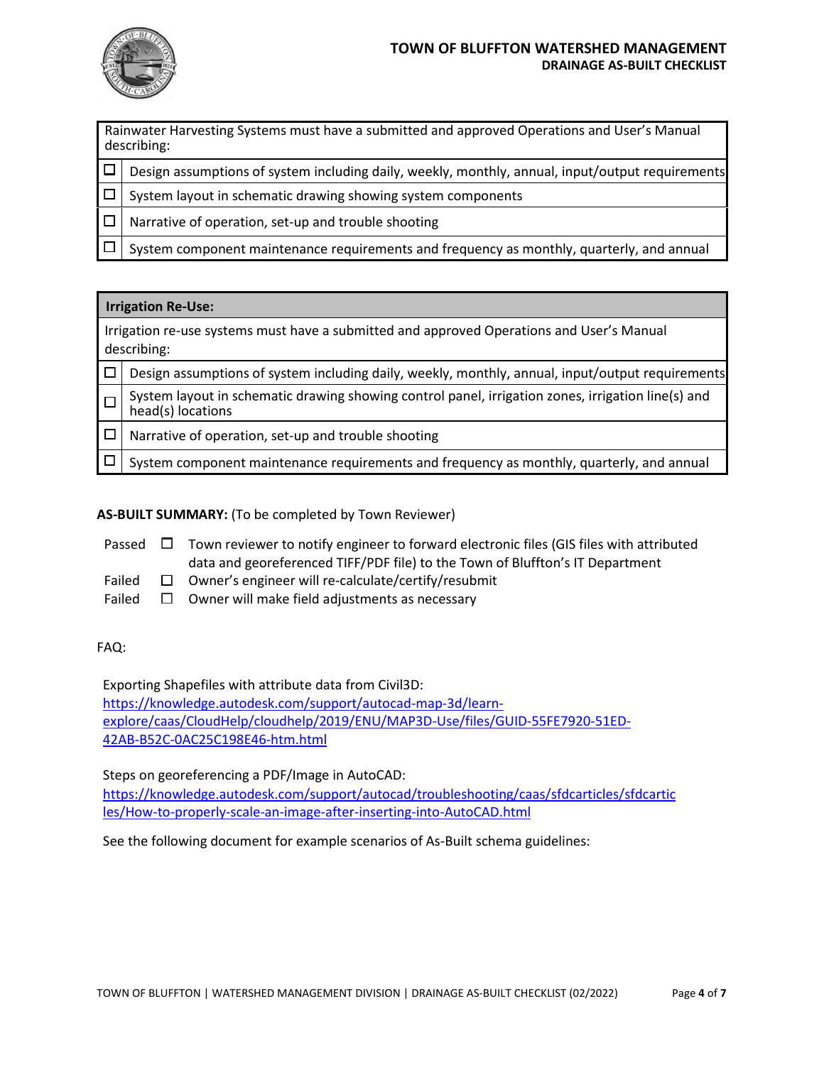| ☐ | Rainwater Harvesting Systems must have a submitted and approved Operations and User's Manual describing: |
|---|---|
| ☐ | Design assumptions of system including daily, weekly, monthly, annual, input/output requirements |
| ☐ | System layout in schematic drawing showing system components |
| ☐ | Narrative of operation, set-up and trouble shooting |
| ☐ | System component maintenance requirements and frequency as monthly, quarterly, and annual |

| **Irrigation Re-Use:** | |
|---|---|
| Irrigation re-use systems must have a submitted and approved Operations and User's Manual describing: | |
| ☐ | Design assumptions of system including daily, weekly, monthly, annual, input/output requirements |
| ☐ | System layout in schematic drawing showing control panel, irrigation zones, irrigation line(s) and head(s) locations |
| ☐ | Narrative of operation, set-up and trouble shooting |
| ☐ | System component maintenance requirements and frequency as monthly, quarterly, and annual |

**AS-BUILT SUMMARY:** (To be completed by Town Reviewer)

Passed ☐ Town reviewer to notify engineer to forward electronic files (GIS files with attributed data and georeferenced TIFF/PDF file) to the Town of Bluffton's IT Department

Failed ☐ Owner's engineer will re-calculate/certify/resubmit

Failed ☐ Owner will make field adjustments as necessary

FAQ:

Exporting Shapefiles with attribute data from Civil3D:
https://knowledge.autodesk.com/support/autocad-map-3d/learn-explore/caas/CloudHelp/cloudhelp/2019/ENU/MAP3D-Use/files/GUID-55FE7920-51ED-42AB-B52C-0AC25C198E46-htm.html

Steps on georeferencing a PDF/Image in AutoCAD:
https://knowledge.autodesk.com/support/autocad/troubleshooting/caas/sfdcarticles/sfdcarticles/How-to-properly-scale-an-image-after-inserting-into-AutoCAD.html

See the following document for example scenarios of As-Built schema guidelines: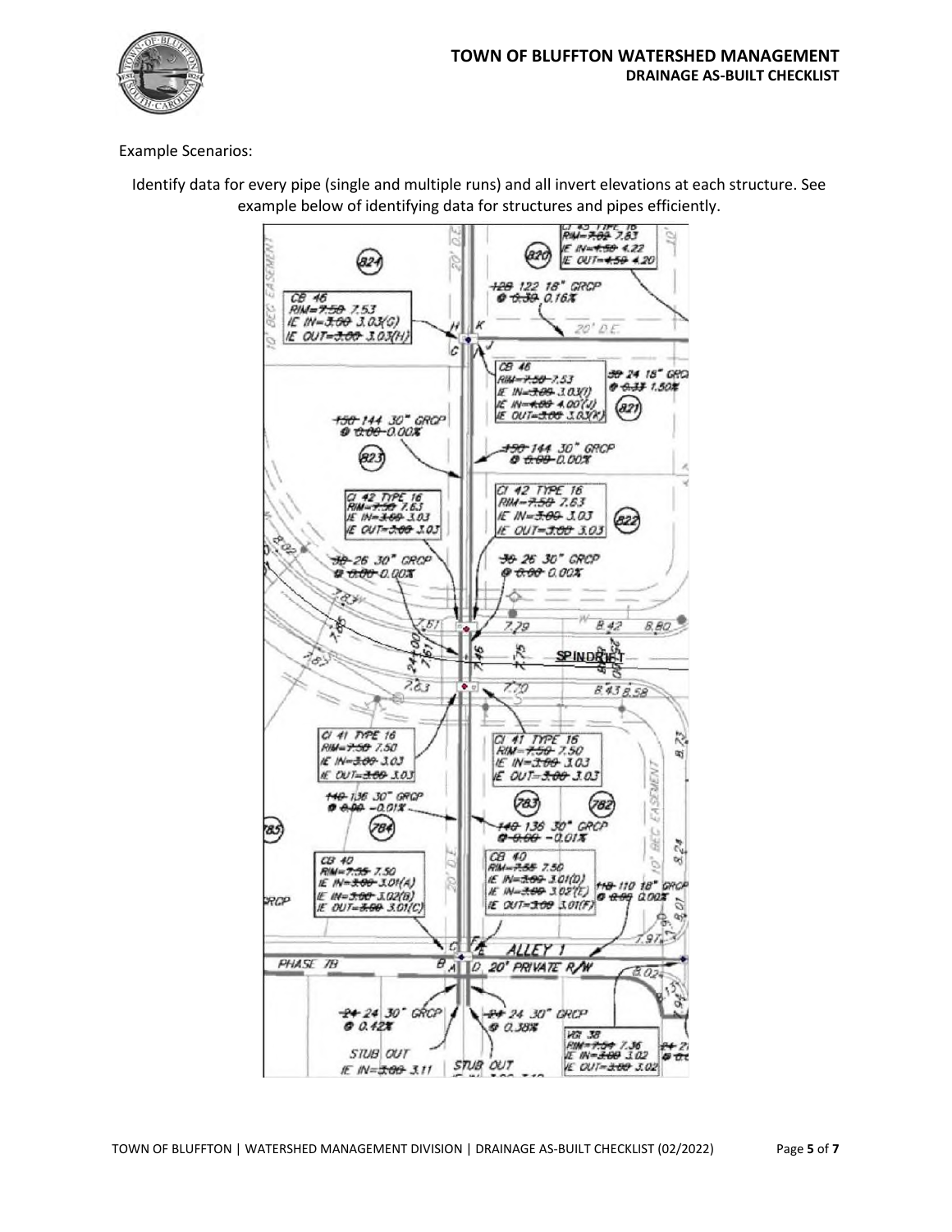Example Scenarios:

Identify data for every pipe (single and multiple runs) and all invert elevations at each structure. See example below of identifying data for structures and pipes efficiently.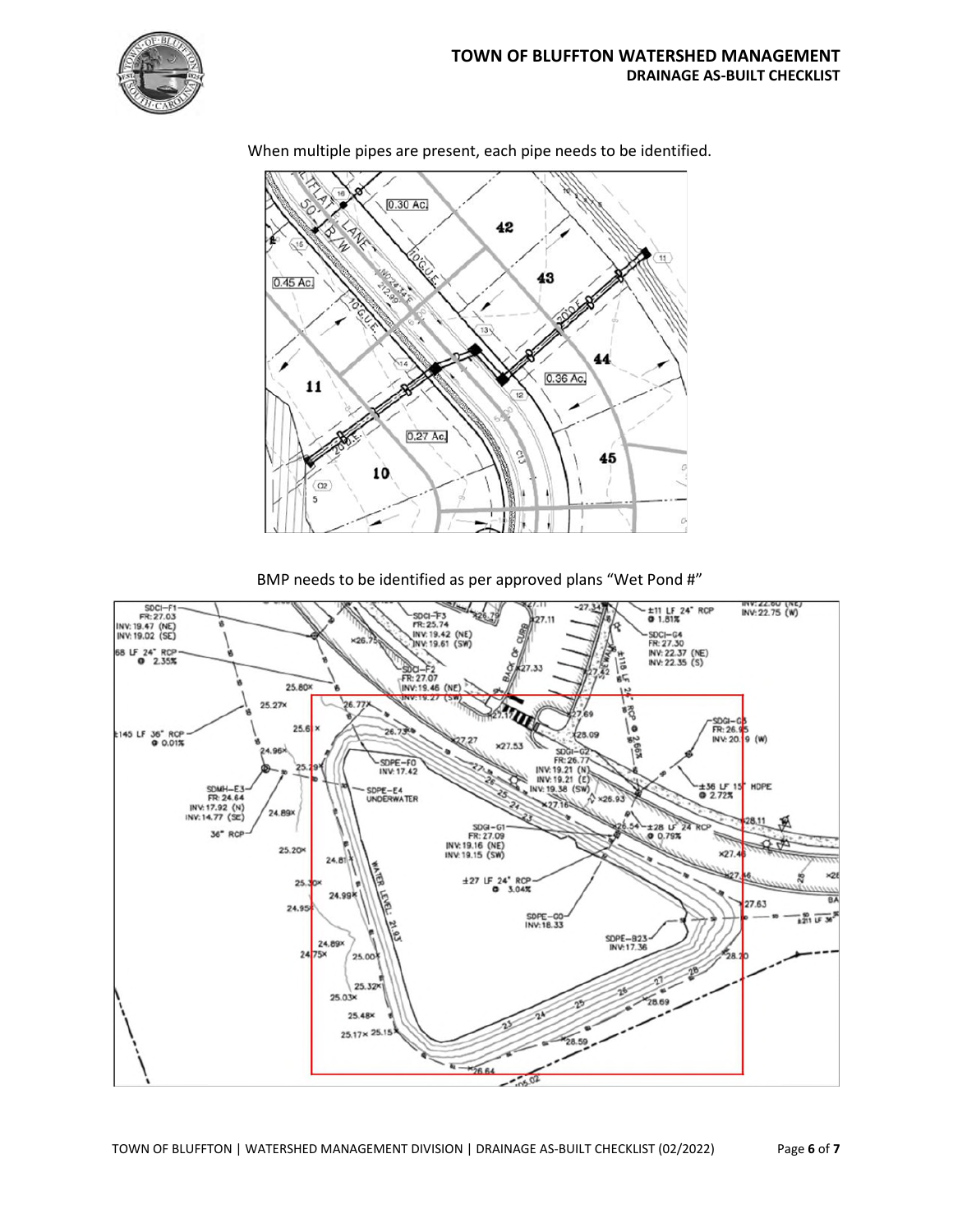When multiple pipes are present, each pipe needs to be identified.

BMP needs to be identified as per approved plans “Wet Pond #”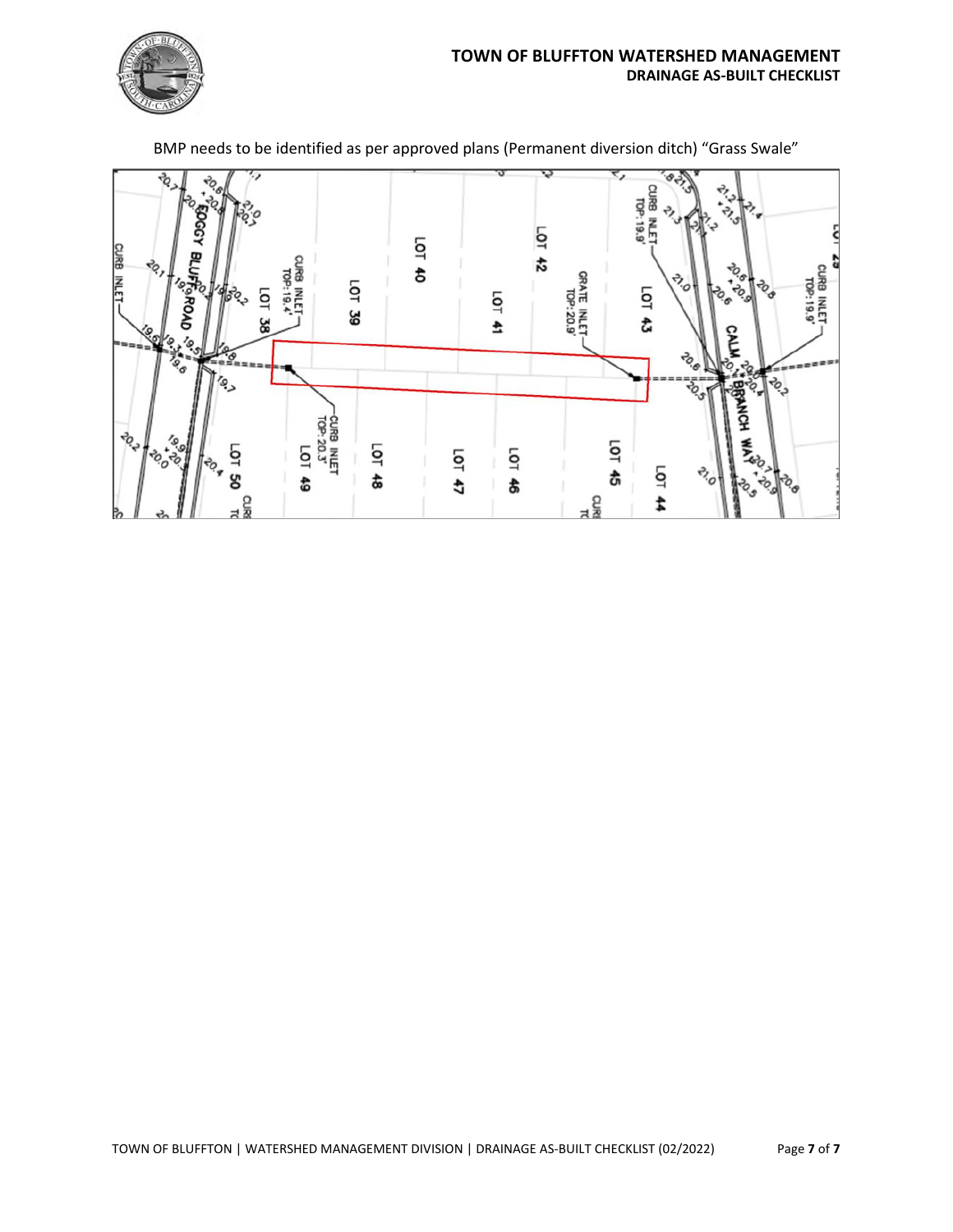BMP needs to be identified as per approved plans (Permanent diversion ditch) "Grass Swale"

CURB INLET
FOGGY BLUFF ROAD
LOT 38
CURB INLET TOP: 19.4'
LOT 39
LOT 40
LOT 41
LOT 42
GRATE INLET TOP: 20.9'
LOT 43
CURB INLET TOP: 19.9'
CALM BRANCH WAY
CURB INLET TOP: 19.9'
CURB INLET TOP: 20.3'
LOT 50
LOT 49
LOT 48
LOT 47
LOT 46
LOT 45
LOT 44